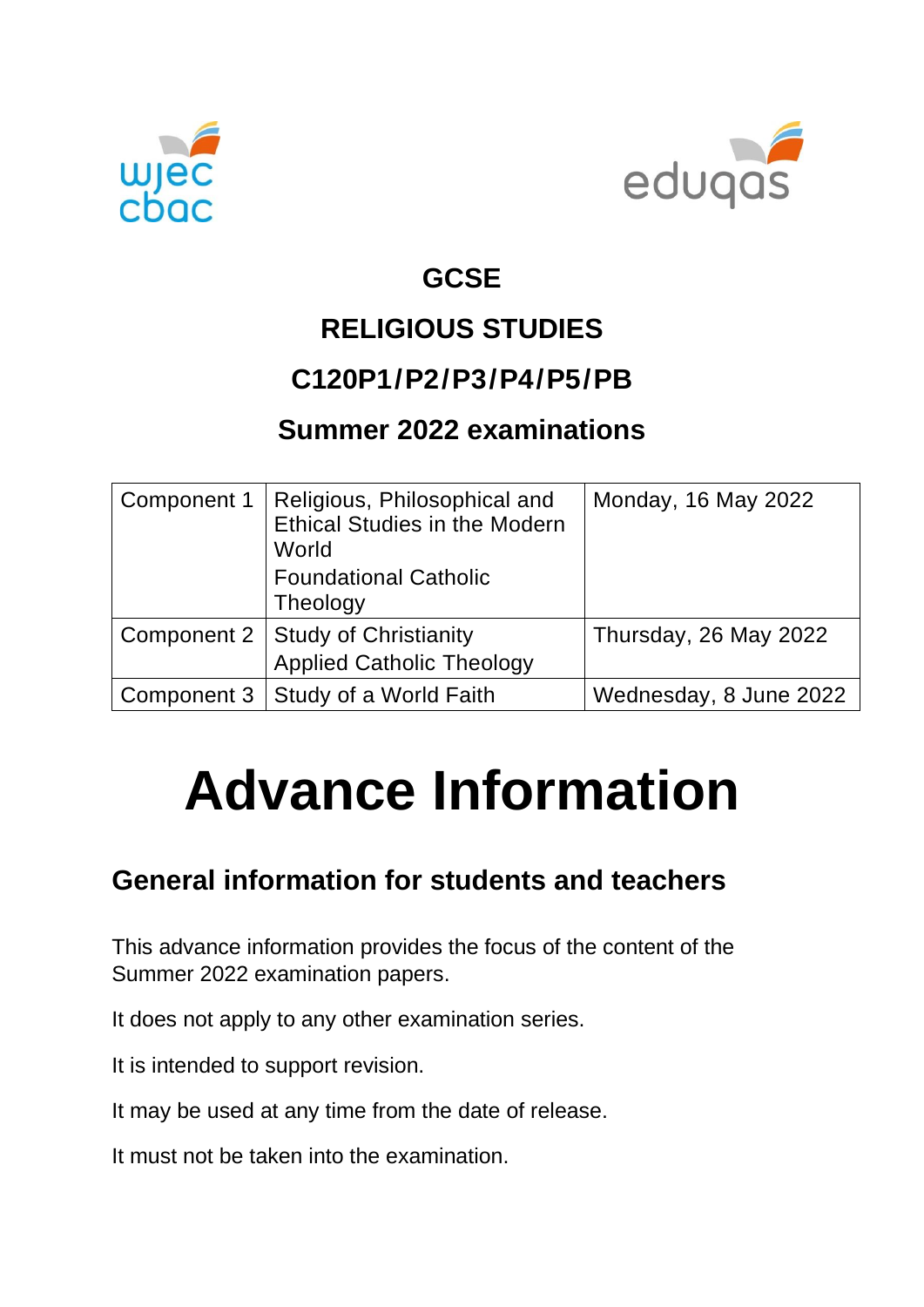# GCSE

# RELIGIOUS STUDIES

# C120P1/P2/P3/P4/P5/PB

## Summer 2022 examinations

| | | |
|---|---|---|
| Component 1 | Religious, Philosophical and Ethical Studies in the Modern World<br>Foundational Catholic Theology | Monday, 16 May 2022 |
| Component 2 | Study of Christianity<br>Applied Catholic Theology | Thursday, 26 May 2022 |
| Component 3 | Study of a World Faith | Wednesday, 8 June 2022 |

# Advance Information

## General information for students and teachers

This advance information provides the focus of the content of the Summer 2022 examination papers.

It does not apply to any other examination series.

It is intended to support revision.

It may be used at any time from the date of release.

It must not be taken into the examination.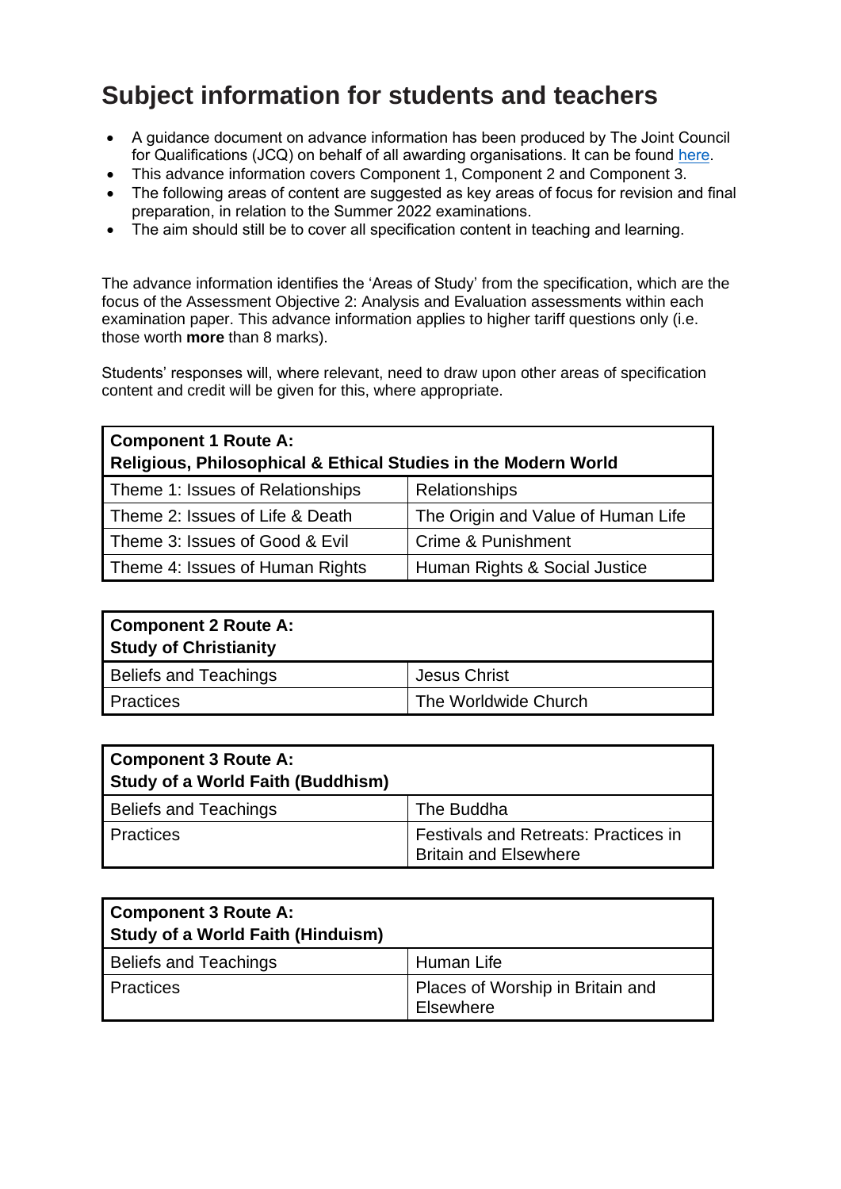# Subject information for students and teachers

- A guidance document on advance information has been produced by The Joint Council for Qualifications (JCQ) on behalf of all awarding organisations. It can be found here.
- This advance information covers Component 1, Component 2 and Component 3.
- The following areas of content are suggested as key areas of focus for revision and final preparation, in relation to the Summer 2022 examinations.
- The aim should still be to cover all specification content in teaching and learning.

The advance information identifies the 'Areas of Study' from the specification, which are the focus of the Assessment Objective 2: Analysis and Evaluation assessments within each examination paper. This advance information applies to higher tariff questions only (i.e. those worth **more** than 8 marks).

Students' responses will, where relevant, need to draw upon other areas of specification content and credit will be given for this, where appropriate.

| **Component 1 Route A: Religious, Philosophical & Ethical Studies in the Modern World** | |
|---|---|
| Theme 1: Issues of Relationships | Relationships |
| Theme 2: Issues of Life & Death | The Origin and Value of Human Life |
| Theme 3: Issues of Good & Evil | Crime & Punishment |
| Theme 4: Issues of Human Rights | Human Rights & Social Justice |

| **Component 2 Route A: Study of Christianity** | |
|---|---|
| Beliefs and Teachings | Jesus Christ |
| Practices | The Worldwide Church |

| **Component 3 Route A: Study of a World Faith (Buddhism)** | |
|---|---|
| Beliefs and Teachings | The Buddha |
| Practices | Festivals and Retreats: Practices in Britain and Elsewhere |

| **Component 3 Route A: Study of a World Faith (Hinduism)** | |
|---|---|
| Beliefs and Teachings | Human Life |
| Practices | Places of Worship in Britain and Elsewhere |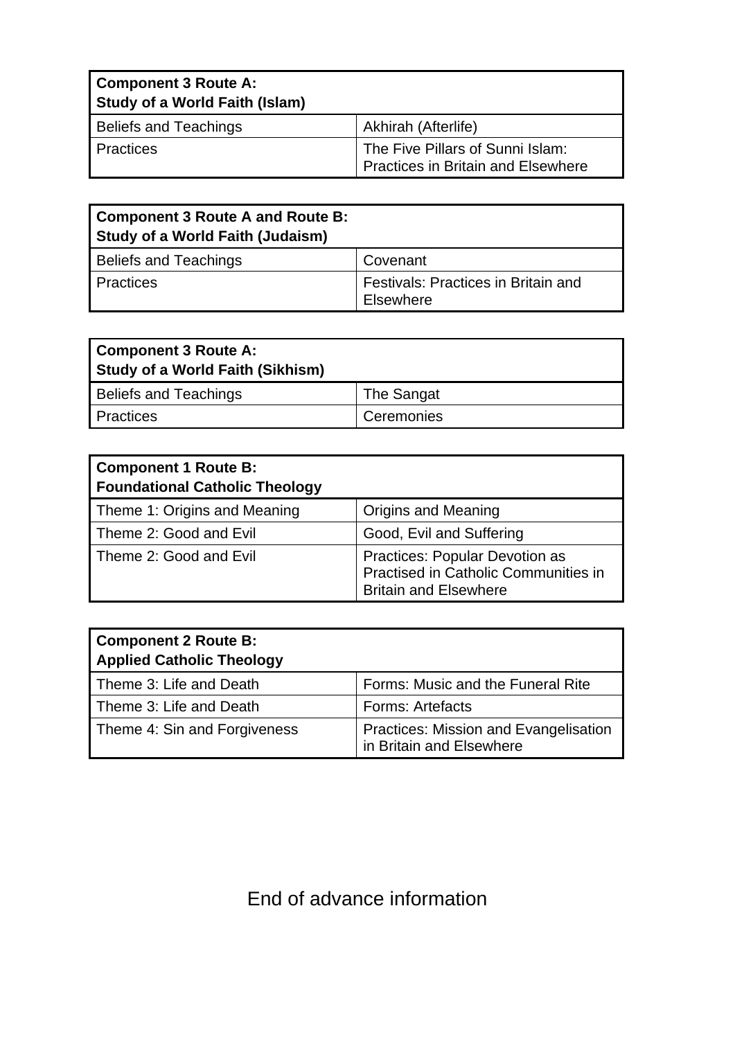| Component 3 Route A: Study of a World Faith (Islam) | |
|---|---|
| Beliefs and Teachings | Akhirah (Afterlife) |
| Practices | The Five Pillars of Sunni Islam: Practices in Britain and Elsewhere |

| Component 3 Route A and Route B: Study of a World Faith (Judaism) | |
|---|---|
| Beliefs and Teachings | Covenant |
| Practices | Festivals: Practices in Britain and Elsewhere |

| Component 3 Route A: Study of a World Faith (Sikhism) | |
|---|---|
| Beliefs and Teachings | The Sangat |
| Practices | Ceremonies |

| Component 1 Route B: Foundational Catholic Theology | |
|---|---|
| Theme 1: Origins and Meaning | Origins and Meaning |
| Theme 2: Good and Evil | Good, Evil and Suffering |
| Theme 2: Good and Evil | Practices: Popular Devotion as Practised in Catholic Communities in Britain and Elsewhere |

| Component 2 Route B: Applied Catholic Theology | |
|---|---|
| Theme 3: Life and Death | Forms: Music and the Funeral Rite |
| Theme 3: Life and Death | Forms: Artefacts |
| Theme 4: Sin and Forgiveness | Practices: Mission and Evangelisation in Britain and Elsewhere |

End of advance information